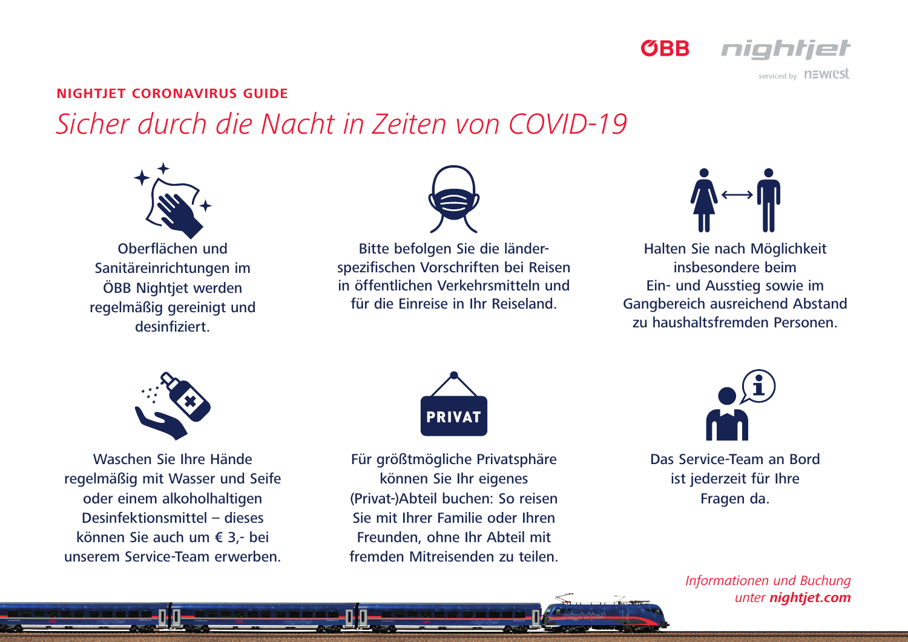ÖBB nightjet

serviced by newrest

**NIGHTJET CORONAVIRUS GUIDE**

# *Sicher durch die Nacht in Zeiten von COVID-19*

Oberflächen und Sanitäreinrichtungen im ÖBB Nightjet werden regelmäßig gereinigt und desinfiziert.

Bitte befolgen Sie die länder-spezifischen Vorschriften bei Reisen in öffentlichen Verkehrsmitteln und für die Einreise in Ihr Reiseland.

Halten Sie nach Möglichkeit insbesondere beim Ein- und Ausstieg sowie im Gangbereich ausreichend Abstand zu haushaltsfremden Personen.

Waschen Sie Ihre Hände regelmäßig mit Wasser und Seife oder einem alkoholhaltigen Desinfektionsmittel – dieses können Sie auch um € 3,- bei unserem Service-Team erwerben.

PRIVAT

Für größtmögliche Privatsphäre können Sie Ihr eigenes (Privat-)Abteil buchen: So reisen Sie mit Ihrer Familie oder Ihren Freunden, ohne Ihr Abteil mit fremden Mitreisenden zu teilen.

Das Service-Team an Bord ist jederzeit für Ihre Fragen da.

*Informationen und Buchung unter* ***nightjet.com***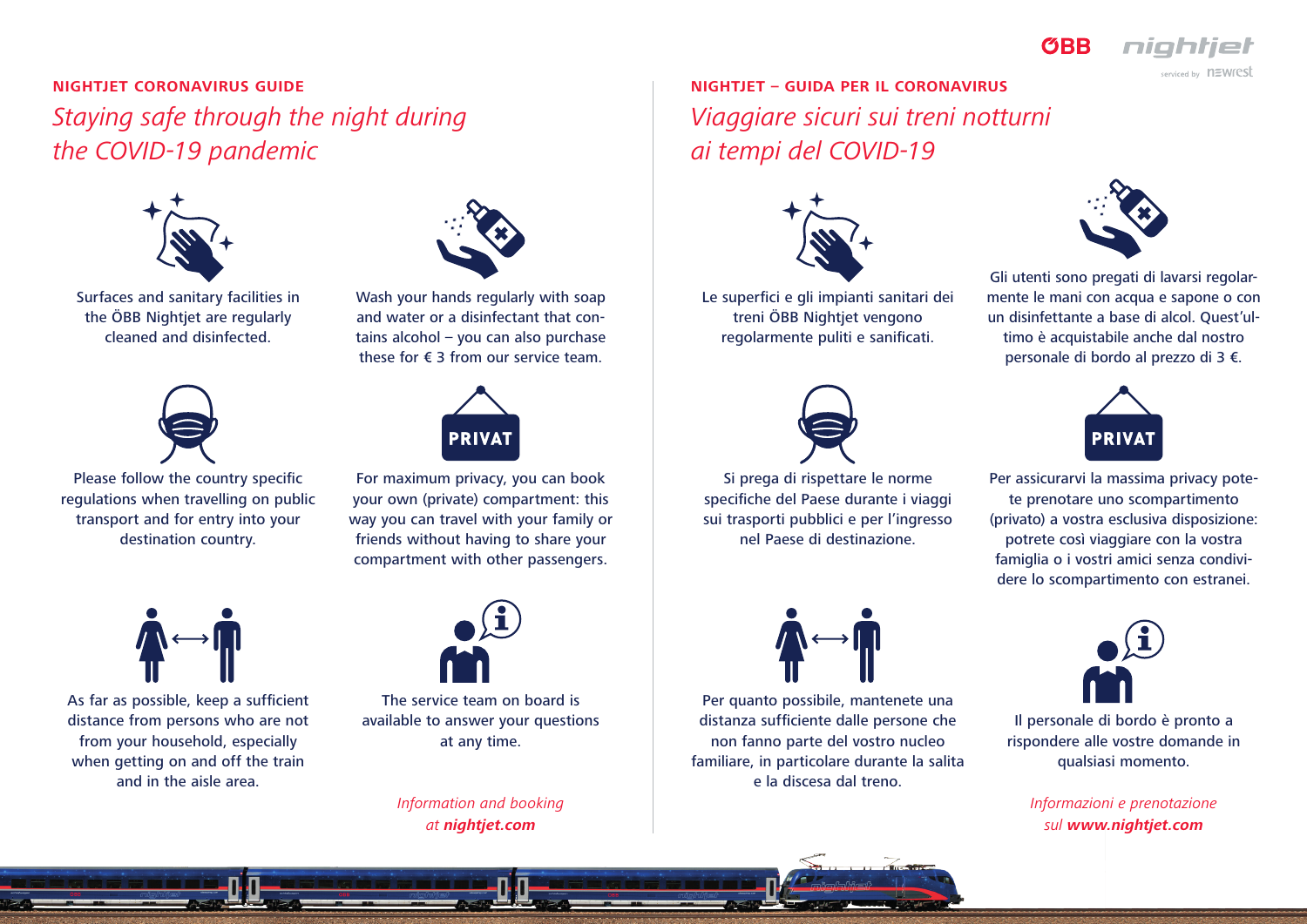## NIGHTJET CORONAVIRUS GUIDE

*Staying safe through the night during the COVID-19 pandemic*

Surfaces and sanitary facilities in the ÖBB Nightjet are regularly cleaned and disinfected.

Wash your hands regularly with soap and water or a disinfectant that contains alcohol – you can also purchase these for € 3 from our service team.

Please follow the country specific regulations when travelling on public transport and for entry into your destination country.

PRIVAT

For maximum privacy, you can book your own (private) compartment: this way you can travel with your family or friends without having to share your compartment with other passengers.

As far as possible, keep a sufficient distance from persons who are not from your household, especially when getting on and off the train and in the aisle area.

The service team on board is available to answer your questions at any time.

*Information and booking at **nightjet.com***

## NIGHTJET – GUIDA PER IL CORONAVIRUS

*Viaggiare sicuri sui treni notturni ai tempi del COVID-19*

Le superfici e gli impianti sanitari dei treni ÖBB Nightjet vengono regolarmente puliti e sanificati.

Gli utenti sono pregati di lavarsi regolarmente le mani con acqua e sapone o con un disinfettante a base di alcol. Quest'ultimo è acquistabile anche dal nostro personale di bordo al prezzo di 3 €.

Si prega di rispettare le norme specifiche del Paese durante i viaggi sui trasporti pubblici e per l'ingresso nel Paese di destinazione.

PRIVAT

Per assicurarvi la massima privacy potete prenotare uno scompartimento (privato) a vostra esclusiva disposizione: potrete così viaggiare con la vostra famiglia o i vostri amici senza condividere lo scompartimento con estranei.

Per quanto possibile, mantenete una distanza sufficiente dalle persone che non fanno parte del vostro nucleo familiare, in particolare durante la salita e la discesa dal treno.

Il personale di bordo è pronto a rispondere alle vostre domande in qualsiasi momento.

*Informazioni e prenotazione sul **www.nightjet.com***